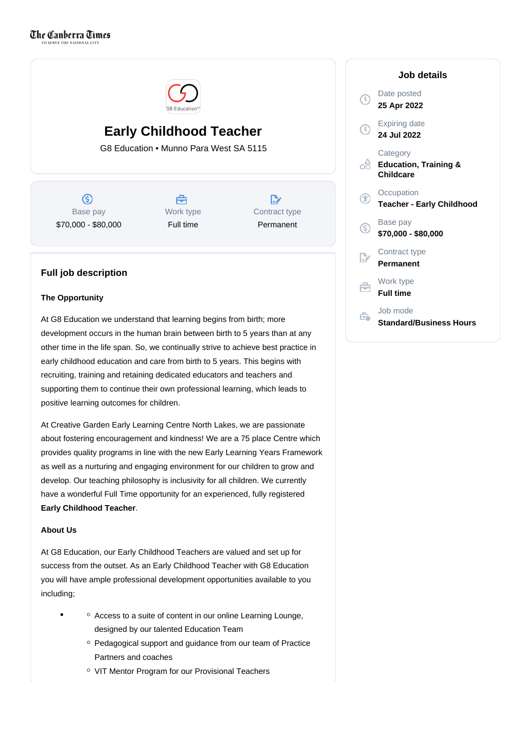The Canberra Times

TO SERVE THE NATIONAL CITY

# Early Childhood Teacher

G8 Education • Munno Para West SA 5115

| Base pay | Work type | Contract type |
| --- | --- | --- |
| $70,000 - $80,000 | Full time | Permanent |

## Job details

Date posted
**25 Apr 2022**

Expiring date
**24 Jul 2022**

Category
**Education, Training & Childcare**

Occupation
**Teacher - Early Childhood**

Base pay
**$70,000 - $80,000**

Contract type
**Permanent**

Work type
**Full time**

Job mode
**Standard/Business Hours**

## Full job description

**The Opportunity**

At G8 Education we understand that learning begins from birth; more development occurs in the human brain between birth to 5 years than at any other time in the life span. So, we continually strive to achieve best practice in early childhood education and care from birth to 5 years. This begins with recruiting, training and retaining dedicated educators and teachers and supporting them to continue their own professional learning, which leads to positive learning outcomes for children.

At Creative Garden Early Learning Centre North Lakes, we are passionate about fostering encouragement and kindness! We are a 75 place Centre which provides quality programs in line with the new Early Learning Years Framework as well as a nurturing and engaging environment for our children to grow and develop. Our teaching philosophy is inclusivity for all children. We currently have a wonderful Full Time opportunity for an experienced, fully registered **Early Childhood Teacher**.

**About Us**

At G8 Education, our Early Childhood Teachers are valued and set up for success from the outset. As an Early Childhood Teacher with G8 Education you will have ample professional development opportunities available to you including;

- - Access to a suite of content in our online Learning Lounge, designed by our talented Education Team
  - Pedagogical support and guidance from our team of Practice Partners and coaches
  - VIT Mentor Program for our Provisional Teachers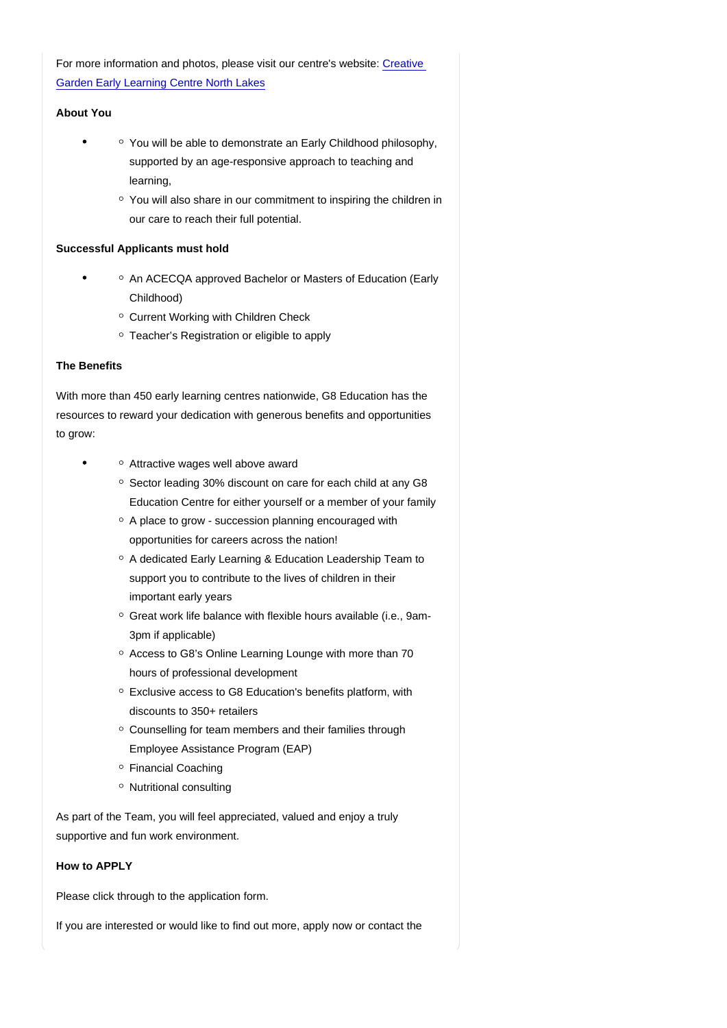For more information and photos, please visit our centre's website: [Creative Garden Early Learning Centre North Lakes]()

**About You**

- You will be able to demonstrate an Early Childhood philosophy, supported by an age-responsive approach to teaching and learning,
- You will also share in our commitment to inspiring the children in our care to reach their full potential.

**Successful Applicants must hold**

- An ACECQA approved Bachelor or Masters of Education (Early Childhood)
- Current Working with Children Check
- Teacher's Registration or eligible to apply

**The Benefits**

With more than 450 early learning centres nationwide, G8 Education has the resources to reward your dedication with generous benefits and opportunities to grow:

- Attractive wages well above award
- Sector leading 30% discount on care for each child at any G8 Education Centre for either yourself or a member of your family
- A place to grow - succession planning encouraged with opportunities for careers across the nation!
- A dedicated Early Learning & Education Leadership Team to support you to contribute to the lives of children in their important early years
- Great work life balance with flexible hours available (i.e., 9am-3pm if applicable)
- Access to G8's Online Learning Lounge with more than 70 hours of professional development
- Exclusive access to G8 Education's benefits platform, with discounts to 350+ retailers
- Counselling for team members and their families through Employee Assistance Program (EAP)
- Financial Coaching
- Nutritional consulting

As part of the Team, you will feel appreciated, valued and enjoy a truly supportive and fun work environment.

**How to APPLY**

Please click through to the application form.

If you are interested or would like to find out more, apply now or contact the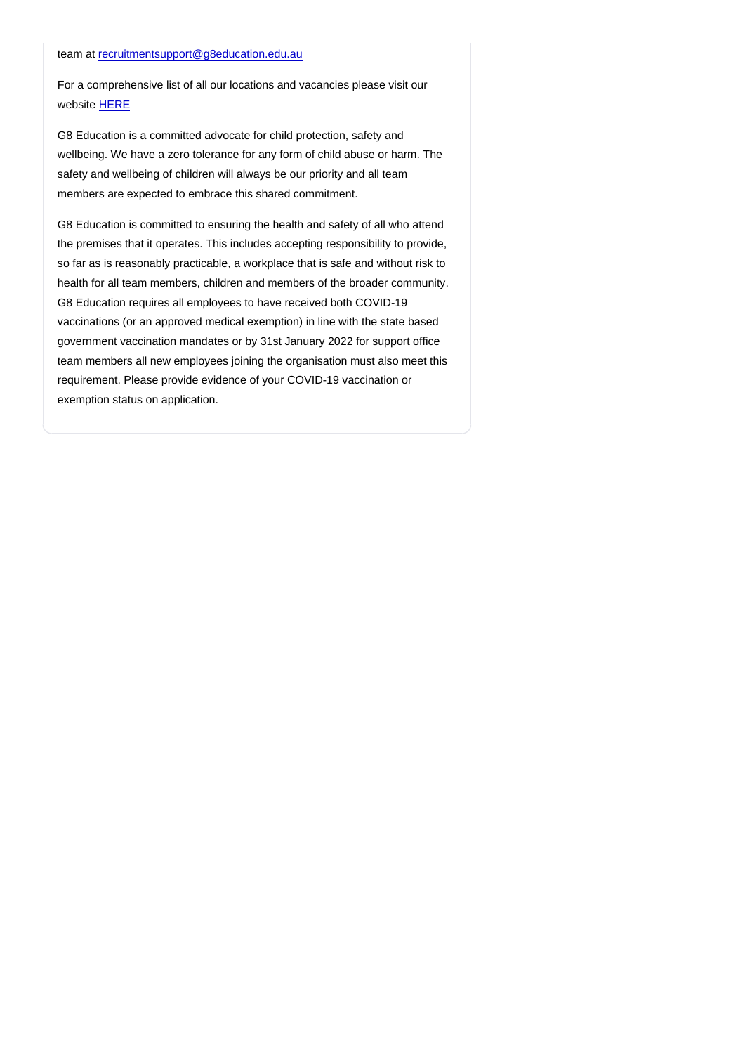team at [recruitmentsupport@g8education.edu.au](mailto:recruitmentsupport@g8education.edu.au)

For a comprehensive list of all our locations and vacancies please visit our website [HERE]()

G8 Education is a committed advocate for child protection, safety and wellbeing. We have a zero tolerance for any form of child abuse or harm. The safety and wellbeing of children will always be our priority and all team members are expected to embrace this shared commitment.

G8 Education is committed to ensuring the health and safety of all who attend the premises that it operates. This includes accepting responsibility to provide, so far as is reasonably practicable, a workplace that is safe and without risk to health for all team members, children and members of the broader community. G8 Education requires all employees to have received both COVID-19 vaccinations (or an approved medical exemption) in line with the state based government vaccination mandates or by 31st January 2022 for support office team members all new employees joining the organisation must also meet this requirement. Please provide evidence of your COVID-19 vaccination or exemption status on application.